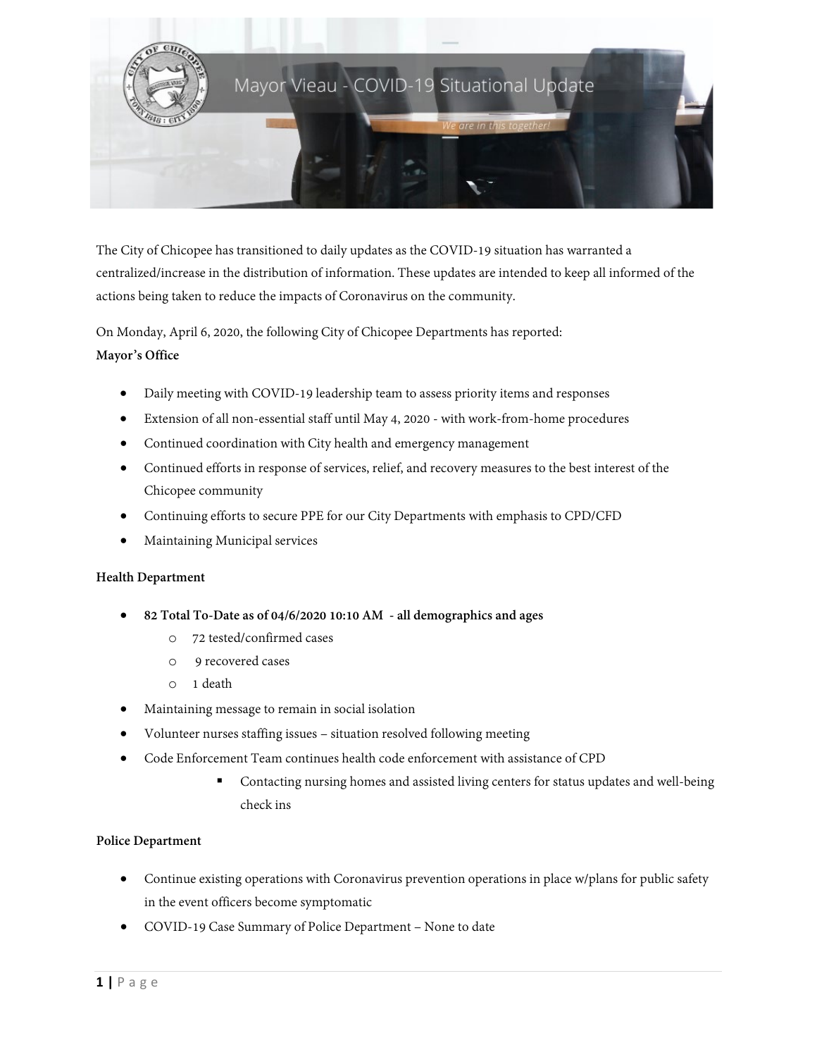# Mayor Vieau - COVID-19 Situational Update

*We are in this together!*

The City of Chicopee has transitioned to daily updates as the COVID-19 situation has warranted a centralized/increase in the distribution of information. These updates are intended to keep all informed of the actions being taken to reduce the impacts of Coronavirus on the community.

On Monday, April 6, 2020, the following City of Chicopee Departments has reported:

**Mayor's Office**

- Daily meeting with COVID-19 leadership team to assess priority items and responses
- Extension of all non-essential staff until May 4, 2020 - with work-from-home procedures
- Continued coordination with City health and emergency management
- Continued efforts in response of services, relief, and recovery measures to the best interest of the Chicopee community
- Continuing efforts to secure PPE for our City Departments with emphasis to CPD/CFD
- Maintaining Municipal services

**Health Department**

- **82 Total To-Date as of 04/6/2020 10:10 AM - all demographics and ages**
  - 72 tested/confirmed cases
  - 9 recovered cases
  - 1 death
- Maintaining message to remain in social isolation
- Volunteer nurses staffing issues – situation resolved following meeting
- Code Enforcement Team continues health code enforcement with assistance of CPD
  - Contacting nursing homes and assisted living centers for status updates and well-being check ins

**Police Department**

- Continue existing operations with Coronavirus prevention operations in place w/plans for public safety in the event officers become symptomatic
- COVID-19 Case Summary of Police Department – None to date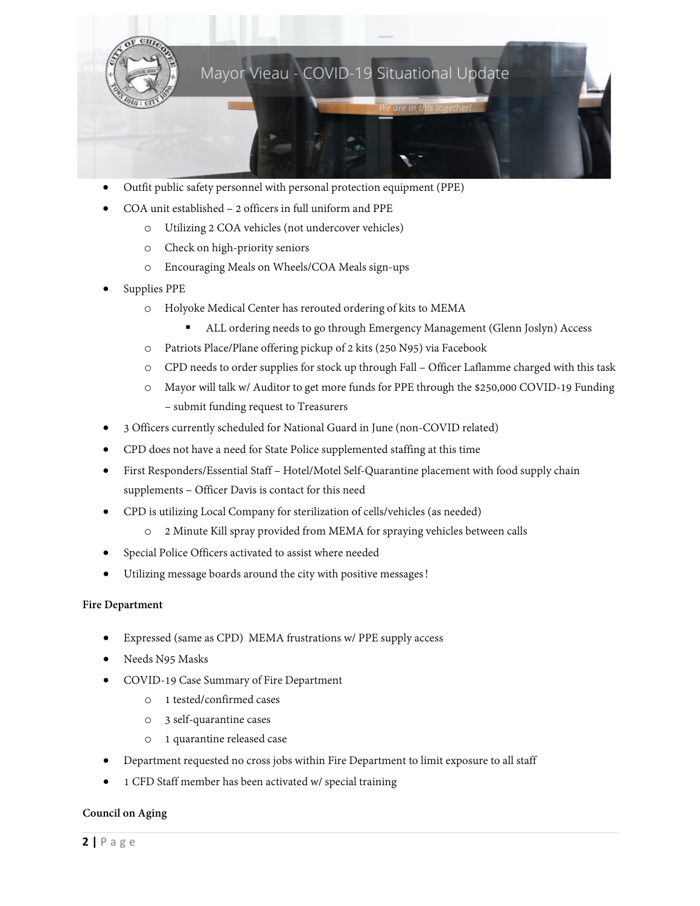- Outfit public safety personnel with personal protection equipment (PPE)
- COA unit established – 2 officers in full uniform and PPE
  - Utilizing 2 COA vehicles (not undercover vehicles)
  - Check on high-priority seniors
  - Encouraging Meals on Wheels/COA Meals sign-ups
- Supplies PPE
  - Holyoke Medical Center has rerouted ordering of kits to MEMA
    - ALL ordering needs to go through Emergency Management (Glenn Joslyn) Access
  - Patriots Place/Plane offering pickup of 2 kits (250 N95) via Facebook
  - CPD needs to order supplies for stock up through Fall – Officer Laflamme charged with this task
  - Mayor will talk w/ Auditor to get more funds for PPE through the $250,000 COVID-19 Funding – submit funding request to Treasurers
- 3 Officers currently scheduled for National Guard in June (non-COVID related)
- CPD does not have a need for State Police supplemented staffing at this time
- First Responders/Essential Staff – Hotel/Motel Self-Quarantine placement with food supply chain supplements – Officer Davis is contact for this need
- CPD is utilizing Local Company for sterilization of cells/vehicles (as needed)
  - 2 Minute Kill spray provided from MEMA for spraying vehicles between calls
- Special Police Officers activated to assist where needed
- Utilizing message boards around the city with positive messages!

**Fire Department**

- Expressed (same as CPD) MEMA frustrations w/ PPE supply access
- Needs N95 Masks
- COVID-19 Case Summary of Fire Department
  - 1 tested/confirmed cases
  - 3 self-quarantine cases
  - 1 quarantine released case
- Department requested no cross jobs within Fire Department to limit exposure to all staff
- 1 CFD Staff member has been activated w/ special training

**Council on Aging**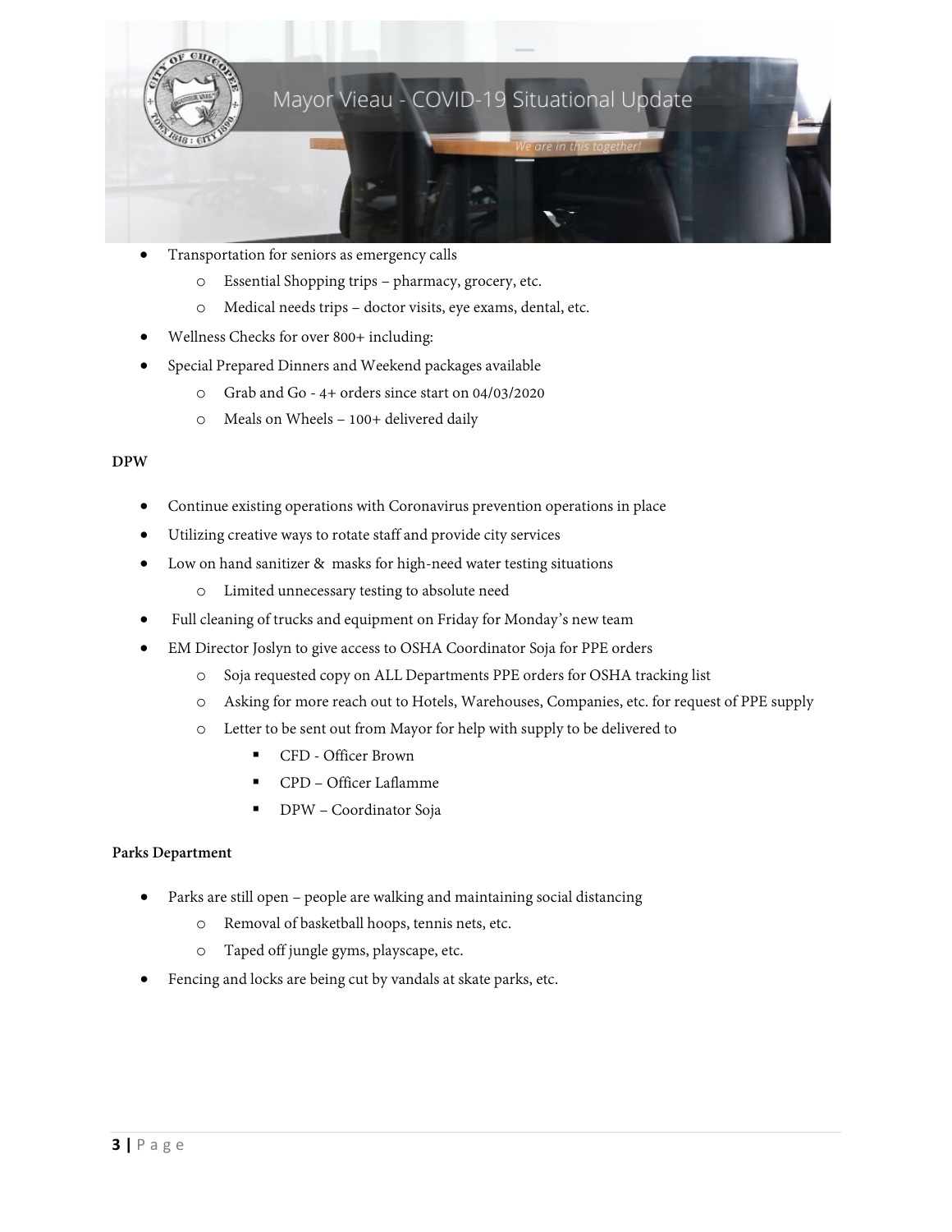- Transportation for seniors as emergency calls
  - Essential Shopping trips – pharmacy, grocery, etc.
  - Medical needs trips – doctor visits, eye exams, dental, etc.
- Wellness Checks for over 800+ including:
- Special Prepared Dinners and Weekend packages available
  - Grab and Go - 4+ orders since start on 04/03/2020
  - Meals on Wheels – 100+ delivered daily

**DPW**

- Continue existing operations with Coronavirus prevention operations in place
- Utilizing creative ways to rotate staff and provide city services
- Low on hand sanitizer & masks for high-need water testing situations
  - Limited unnecessary testing to absolute need
- Full cleaning of trucks and equipment on Friday for Monday's new team
- EM Director Joslyn to give access to OSHA Coordinator Soja for PPE orders
  - Soja requested copy on ALL Departments PPE orders for OSHA tracking list
  - Asking for more reach out to Hotels, Warehouses, Companies, etc. for request of PPE supply
  - Letter to be sent out from Mayor for help with supply to be delivered to
    - CFD - Officer Brown
    - CPD – Officer Laflamme
    - DPW – Coordinator Soja

**Parks Department**

- Parks are still open – people are walking and maintaining social distancing
  - Removal of basketball hoops, tennis nets, etc.
  - Taped off jungle gyms, playscape, etc.
- Fencing and locks are being cut by vandals at skate parks, etc.